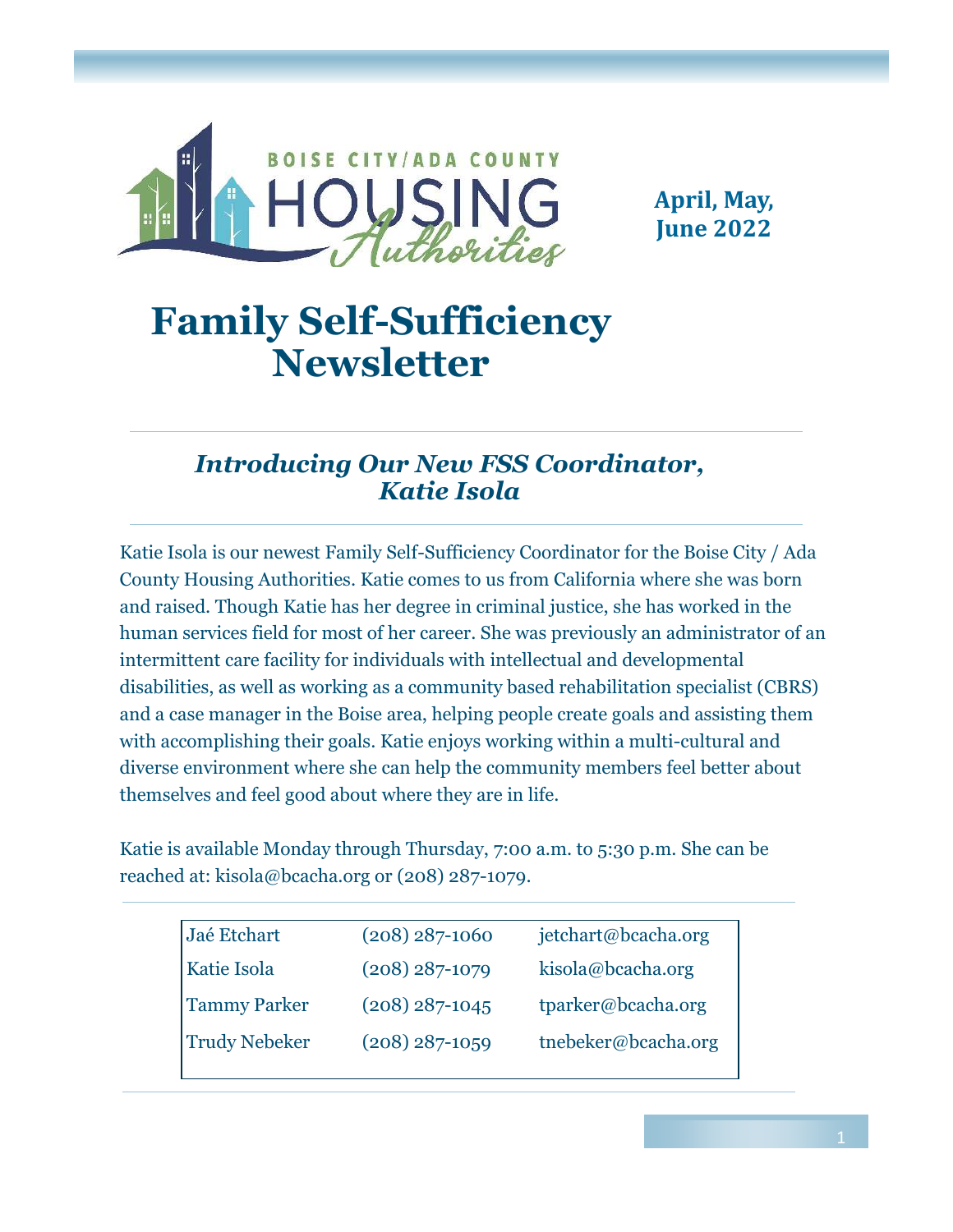BOISE CITY/ADA COUNTY HOUSING Authorities

**April, May, June 2022**

# Family Self-Sufficiency Newsletter

## *Introducing Our New FSS Coordinator, Katie Isola*

Katie Isola is our newest Family Self-Sufficiency Coordinator for the Boise City / Ada County Housing Authorities. Katie comes to us from California where she was born and raised. Though Katie has her degree in criminal justice, she has worked in the human services field for most of her career. She was previously an administrator of an intermittent care facility for individuals with intellectual and developmental disabilities, as well as working as a community based rehabilitation specialist (CBRS) and a case manager in the Boise area, helping people create goals and assisting them with accomplishing their goals. Katie enjoys working within a multi-cultural and diverse environment where she can help the community members feel better about themselves and feel good about where they are in life.

Katie is available Monday through Thursday, 7:00 a.m. to 5:30 p.m. She can be reached at: kisola@bcacha.org or (208) 287-1079.

| | | |
|---|---|---|
| Jaé Etchart | (208) 287-1060 | jetchart@bcacha.org |
| Katie Isola | (208) 287-1079 | kisola@bcacha.org |
| Tammy Parker | (208) 287-1045 | tparker@bcacha.org |
| Trudy Nebeker | (208) 287-1059 | tnebeker@bcacha.org |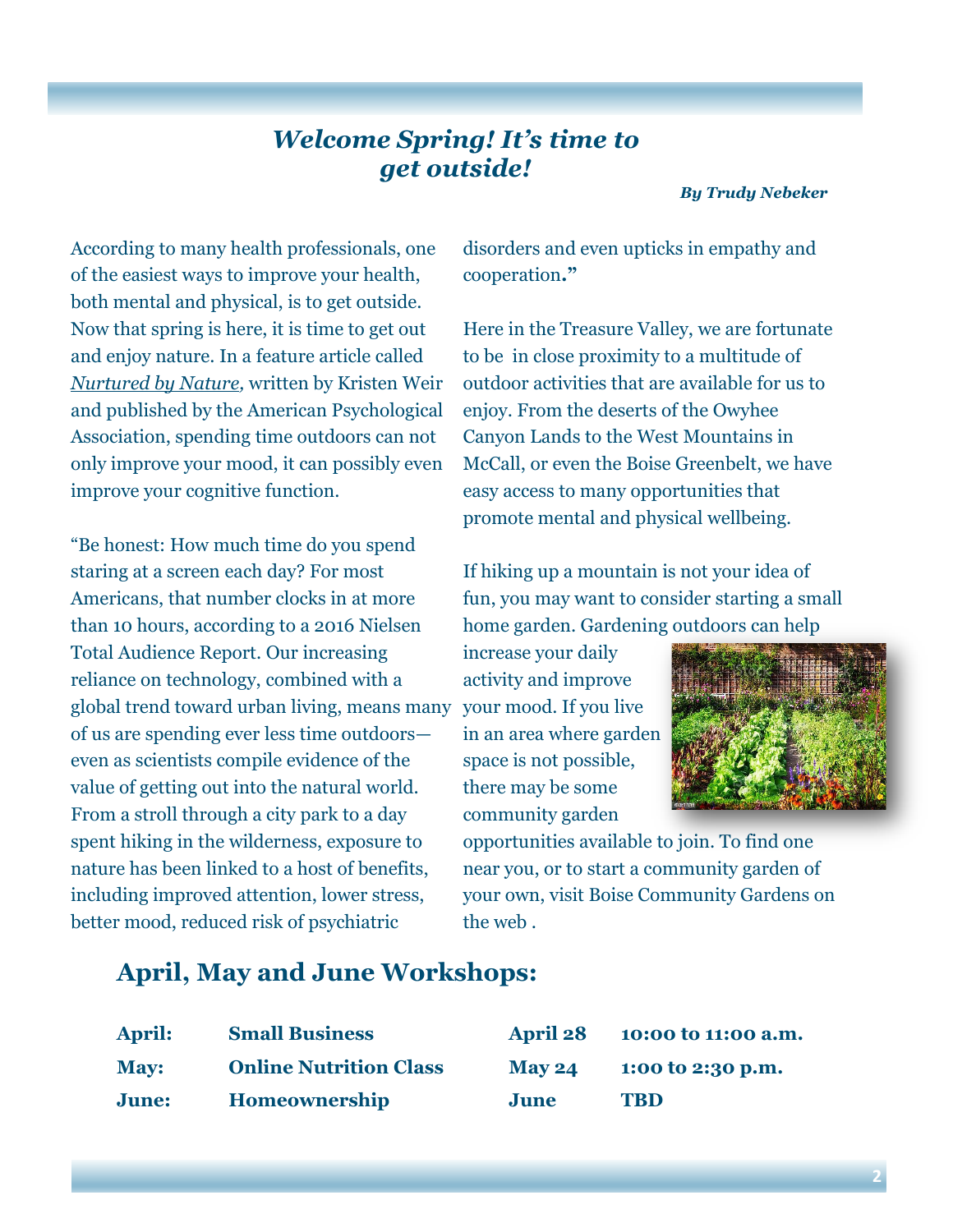## *Welcome Spring! It's time to get outside!*

***By Trudy Nebeker***

According to many health professionals, one of the easiest ways to improve your health, both mental and physical, is to get outside. Now that spring is here, it is time to get out and enjoy nature. In a feature article called *Nurtured by Nature*, written by Kristen Weir and published by the American Psychological Association, spending time outdoors can not only improve your mood, it can possibly even improve your cognitive function.

"Be honest: How much time do you spend staring at a screen each day? For most Americans, that number clocks in at more than 10 hours, according to a 2016 Nielsen Total Audience Report. Our increasing reliance on technology, combined with a global trend toward urban living, means many of us are spending ever less time outdoors—even as scientists compile evidence of the value of getting out into the natural world. From a stroll through a city park to a day spent hiking in the wilderness, exposure to nature has been linked to a host of benefits, including improved attention, lower stress, better mood, reduced risk of psychiatric disorders and even upticks in empathy and cooperation."

Here in the Treasure Valley, we are fortunate to be in close proximity to a multitude of outdoor activities that are available for us to enjoy. From the deserts of the Owyhee Canyon Lands to the West Mountains in McCall, or even the Boise Greenbelt, we have easy access to many opportunities that promote mental and physical wellbeing.

If hiking up a mountain is not your idea of fun, you may want to consider starting a small home garden. Gardening outdoors can help increase your daily activity and improve your mood. If you live in an area where garden space is not possible, there may be some community garden opportunities available to join. To find one near you, or to start a community garden of your own, visit Boise Community Gardens on the web .

## April, May and June Workshops:

| | | | |
|---|---|---|---|
| **April:** | **Small Business** | **April 28** | **10:00 to 11:00 a.m.** |
| **May:** | **Online Nutrition Class** | **May 24** | **1:00 to 2:30 p.m.** |
| **June:** | **Homeownership** | **June** | **TBD** |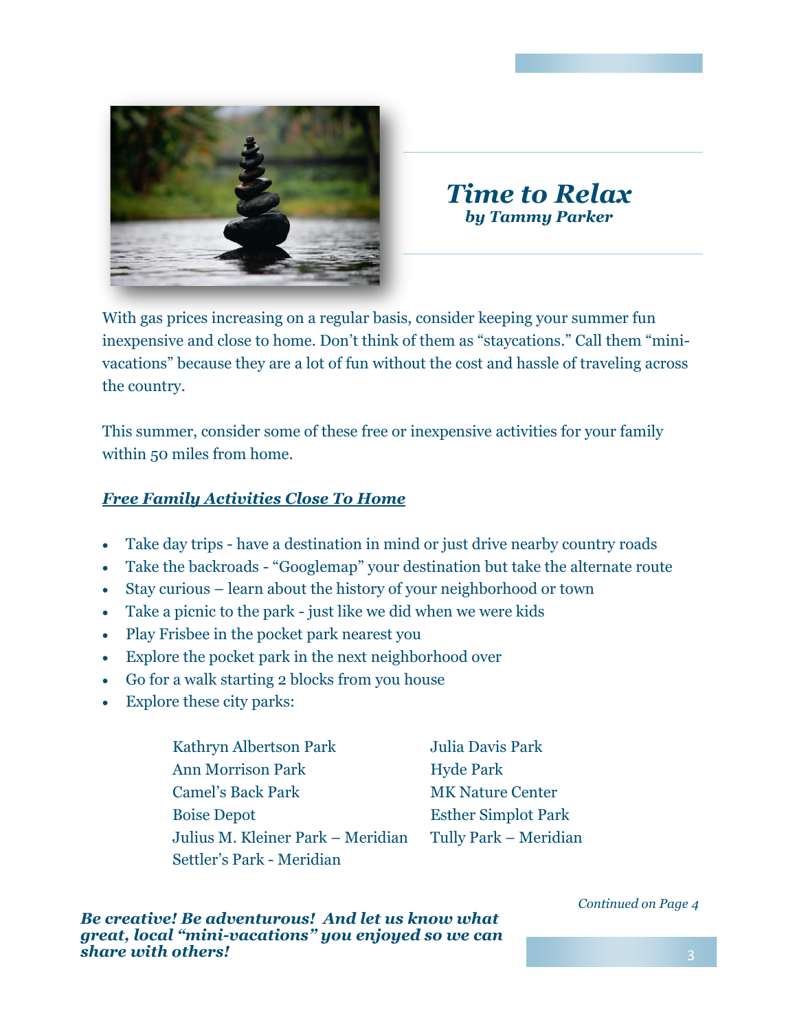# *Time to Relax*

***by Tammy Parker***

With gas prices increasing on a regular basis, consider keeping your summer fun inexpensive and close to home. Don't think of them as "staycations." Call them "mini-vacations" because they are a lot of fun without the cost and hassle of traveling across the country.

This summer, consider some of these free or inexpensive activities for your family within 50 miles from home.

***Free Family Activities Close To Home***

- Take day trips - have a destination in mind or just drive nearby country roads
- Take the backroads - "Googlemap" your destination but take the alternate route
- Stay curious – learn about the history of your neighborhood or town
- Take a picnic to the park - just like we did when we were kids
- Play Frisbee in the pocket park nearest you
- Explore the pocket park in the next neighborhood over
- Go for a walk starting 2 blocks from you house
- Explore these city parks:

Kathryn Albertson Park
Ann Morrison Park
Camel's Back Park
Boise Depot
Julius M. Kleiner Park – Meridian
Settler's Park - Meridian
Julia Davis Park
Hyde Park
MK Nature Center
Esther Simplot Park
Tully Park – Meridian

*Continued on Page 4*

***Be creative! Be adventurous! And let us know what great, local "mini-vacations" you enjoyed so we can share with others!***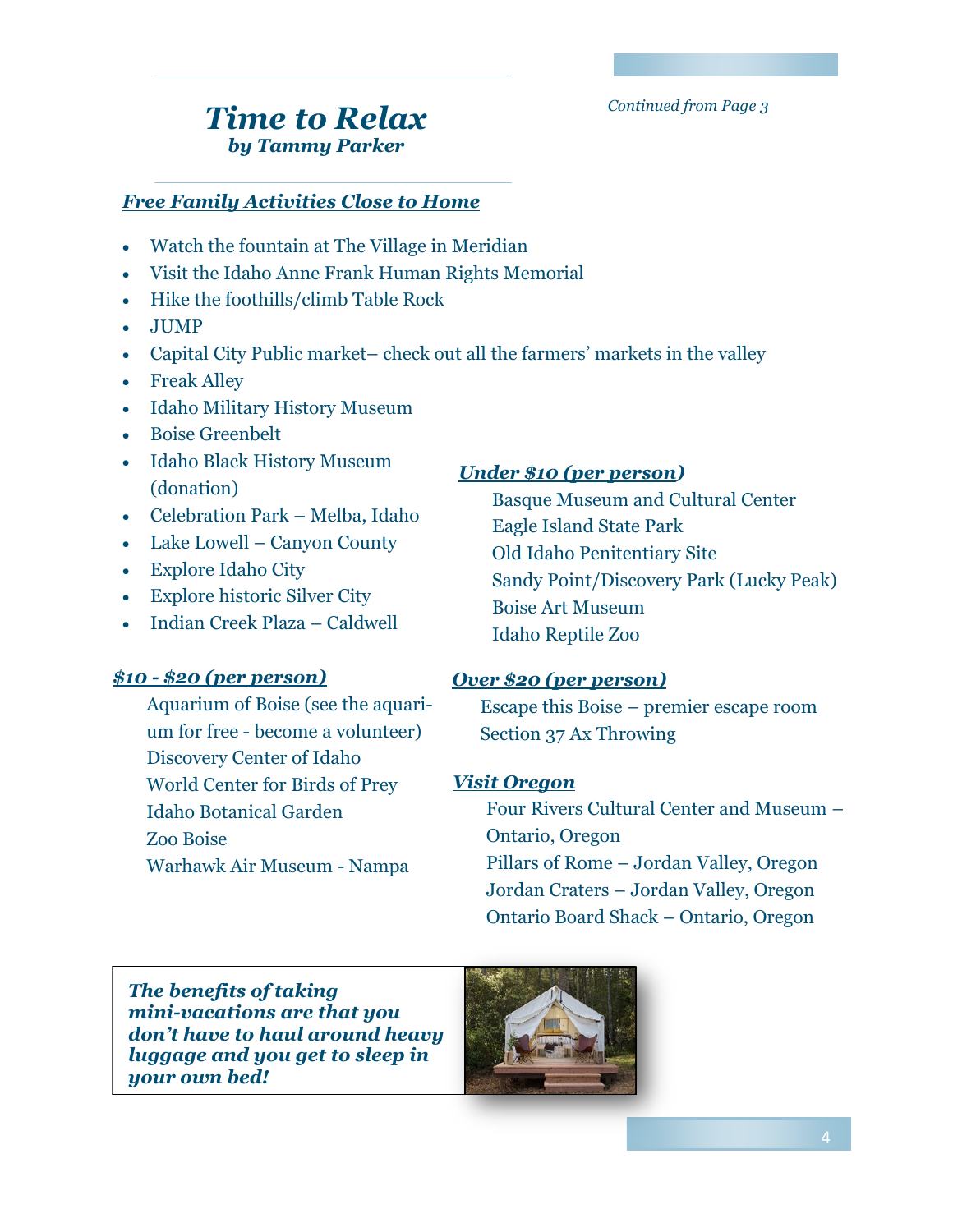*Continued from Page 3*

# *Time to Relax*

***by Tammy Parker***

### *Free Family Activities Close to Home*

- Watch the fountain at The Village in Meridian
- Visit the Idaho Anne Frank Human Rights Memorial
- Hike the foothills/climb Table Rock
- JUMP
- Capital City Public market– check out all the farmers' markets in the valley
- Freak Alley
- Idaho Military History Museum
- Boise Greenbelt
- Idaho Black History Museum (donation)
- Celebration Park – Melba, Idaho
- Lake Lowell – Canyon County
- Explore Idaho City
- Explore historic Silver City
- Indian Creek Plaza – Caldwell

### *Under $10 (per person)*

Basque Museum and Cultural Center
Eagle Island State Park
Old Idaho Penitentiary Site
Sandy Point/Discovery Park (Lucky Peak)
Boise Art Museum
Idaho Reptile Zoo

### *$10 - $20 (per person)*

Aquarium of Boise (see the aquarium for free - become a volunteer)
Discovery Center of Idaho
World Center for Birds of Prey
Idaho Botanical Garden
Zoo Boise
Warhawk Air Museum - Nampa

### *Over $20 (per person)*

Escape this Boise – premier escape room
Section 37 Ax Throwing

### *Visit Oregon*

Four Rivers Cultural Center and Museum – Ontario, Oregon
Pillars of Rome – Jordan Valley, Oregon
Jordan Craters – Jordan Valley, Oregon
Ontario Board Shack – Ontario, Oregon

***The benefits of taking mini-vacations are that you don't have to haul around heavy luggage and you get to sleep in your own bed!***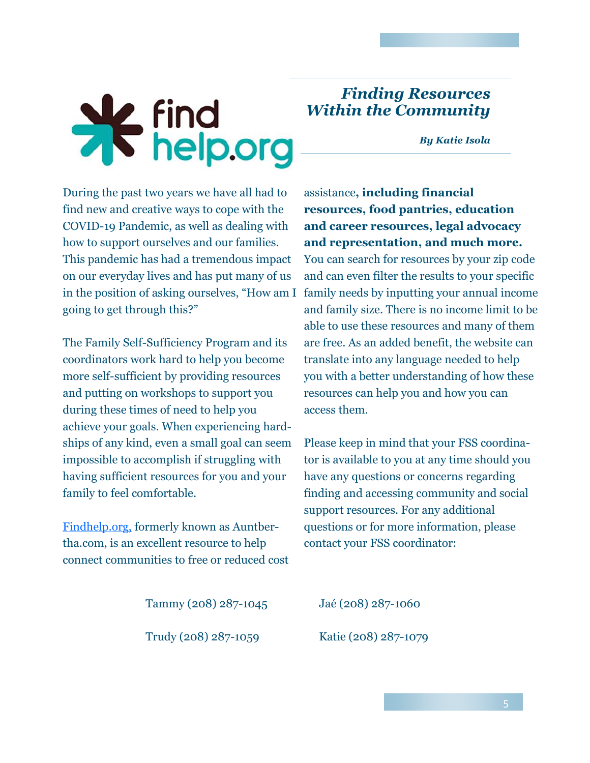findhelp.org

## *Finding Resources Within the Community*

***By Katie Isola***

During the past two years we have all had to find new and creative ways to cope with the COVID-19 Pandemic, as well as dealing with how to support ourselves and our families. This pandemic has had a tremendous impact on our everyday lives and has put many of us in the position of asking ourselves, "How am I going to get through this?"

The Family Self-Sufficiency Program and its coordinators work hard to help you become more self-sufficient by providing resources and putting on workshops to support you during these times of need to help you achieve your goals. When experiencing hardships of any kind, even a small goal can seem impossible to accomplish if struggling with having sufficient resources for you and your family to feel comfortable.

Findhelp.org, formerly known as Auntbertha.com, is an excellent resource to help connect communities to free or reduced cost assistance**, including financial resources, food pantries, education and career resources, legal advocacy and representation, and much more.** You can search for resources by your zip code and can even filter the results to your specific family needs by inputting your annual income and family size. There is no income limit to be able to use these resources and many of them are free. As an added benefit, the website can translate into any language needed to help you with a better understanding of how these resources can help you and how you can access them.

Please keep in mind that your FSS coordinator is available to you at any time should you have any questions or concerns regarding finding and accessing community and social support resources. For any additional questions or for more information, please contact your FSS coordinator:

Tammy (208) 287-1045

Jaé (208) 287-1060

Trudy (208) 287-1059

Katie (208) 287-1079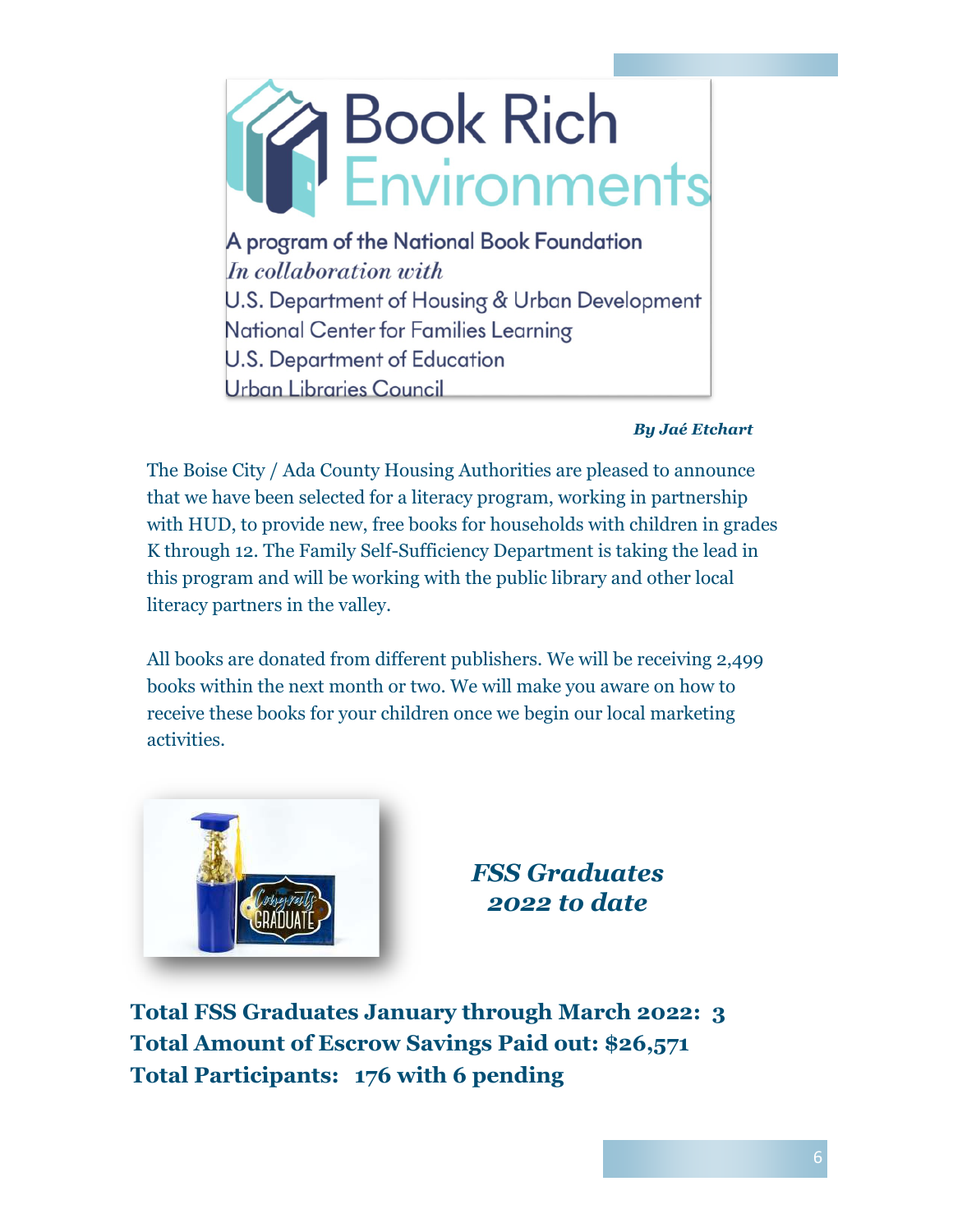# Book Rich Environments

A program of the National Book Foundation

*In collaboration with*

U.S. Department of Housing & Urban Development

National Center for Families Learning

U.S. Department of Education

Urban Libraries Council

***By Jaé Etchart***

The Boise City / Ada County Housing Authorities are pleased to announce that we have been selected for a literacy program, working in partnership with HUD, to provide new, free books for households with children in grades K through 12. The Family Self-Sufficiency Department is taking the lead in this program and will be working with the public library and other local literacy partners in the valley.

All books are donated from different publishers. We will be receiving 2,499 books within the next month or two. We will make you aware on how to receive these books for your children once we begin our local marketing activities.

## *FSS Graduates 2022 to date*

**Total FSS Graduates January through March 2022: 3**

**Total Amount of Escrow Savings Paid out: $26,571**

**Total Participants: 176 with 6 pending**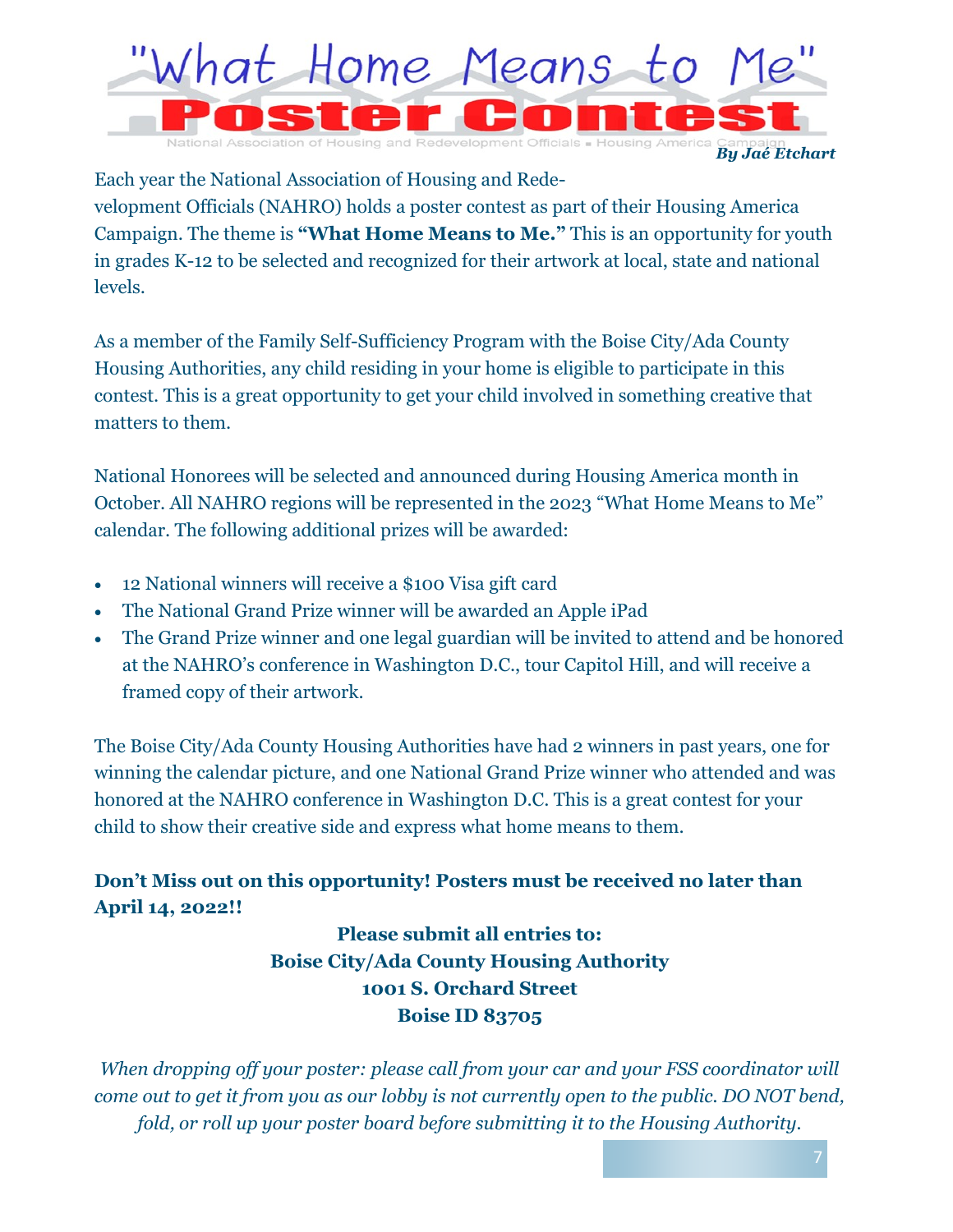# "What Home Means to Me" Poster Contest

National Association of Housing and Redevelopment Officials ■ Housing America Campaign

***By Jaé Etchart***

Each year the National Association of Housing and Redevelopment Officials (NAHRO) holds a poster contest as part of their Housing America Campaign. The theme is **"What Home Means to Me."** This is an opportunity for youth in grades K-12 to be selected and recognized for their artwork at local, state and national levels.

As a member of the Family Self-Sufficiency Program with the Boise City/Ada County Housing Authorities, any child residing in your home is eligible to participate in this contest. This is a great opportunity to get your child involved in something creative that matters to them.

National Honorees will be selected and announced during Housing America month in October. All NAHRO regions will be represented in the 2023 "What Home Means to Me" calendar. The following additional prizes will be awarded:

- 12 National winners will receive a $100 Visa gift card
- The National Grand Prize winner will be awarded an Apple iPad
- The Grand Prize winner and one legal guardian will be invited to attend and be honored at the NAHRO's conference in Washington D.C., tour Capitol Hill, and will receive a framed copy of their artwork.

The Boise City/Ada County Housing Authorities have had 2 winners in past years, one for winning the calendar picture, and one National Grand Prize winner who attended and was honored at the NAHRO conference in Washington D.C. This is a great contest for your child to show their creative side and express what home means to them.

**Don't Miss out on this opportunity! Posters must be received no later than April 14, 2022!!**

**Please submit all entries to:**
**Boise City/Ada County Housing Authority**
**1001 S. Orchard Street**
**Boise ID 83705**

*When dropping off your poster: please call from your car and your FSS coordinator will come out to get it from you as our lobby is not currently open to the public. DO NOT bend, fold, or roll up your poster board before submitting it to the Housing Authority.*